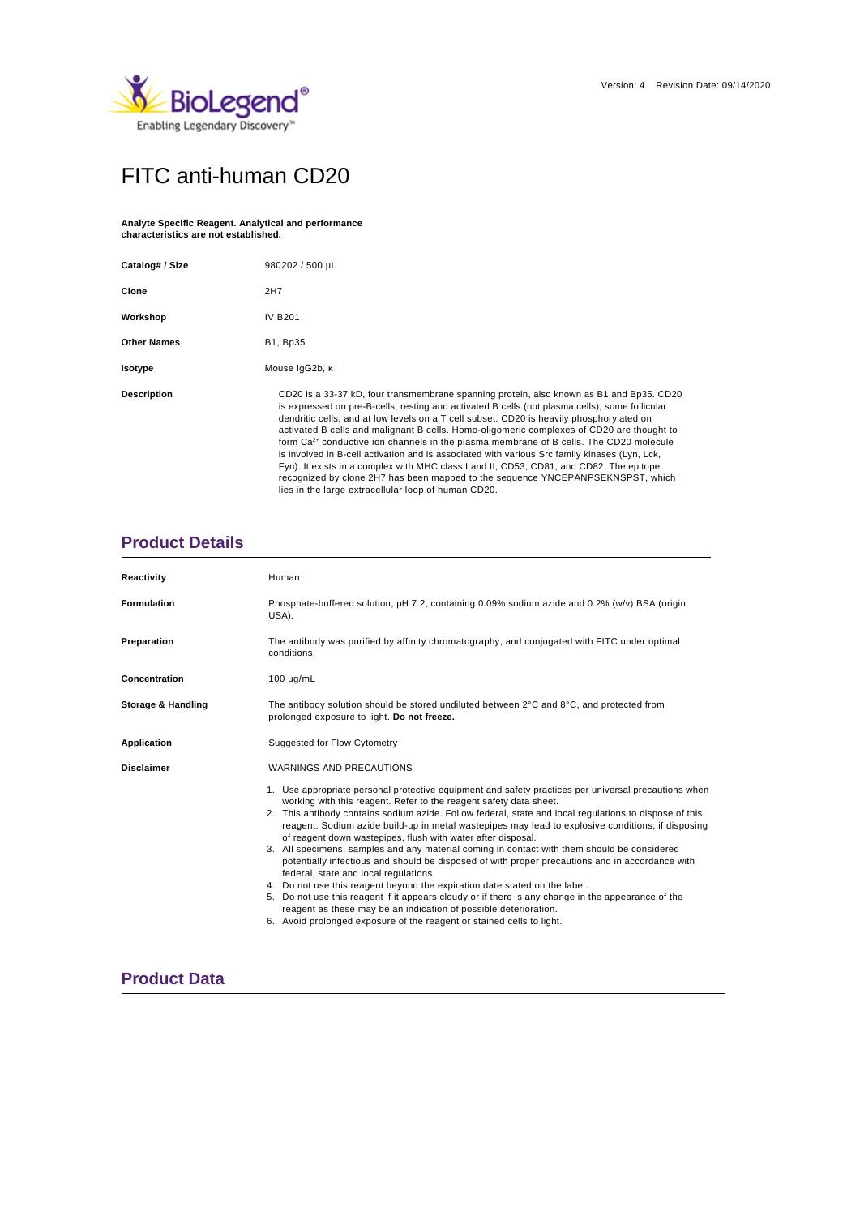Version: 4 Revision Date: 09/14/2020

# FITC anti-human CD20

**Analyte Specific Reagent. Analytical and performance characteristics are not established.**

| | |
|---|---|
| **Catalog# / Size** | 980202 / 500 µL |
| **Clone** | 2H7 |
| **Workshop** | IV B201 |
| **Other Names** | B1, Bp35 |
| **Isotype** | Mouse IgG2b, κ |
| **Description** | CD20 is a 33-37 kD, four transmembrane spanning protein, also known as B1 and Bp35. CD20 is expressed on pre-B-cells, resting and activated B cells (not plasma cells), some follicular dendritic cells, and at low levels on a T cell subset. CD20 is heavily phosphorylated on activated B cells and malignant B cells. Homo-oligomeric complexes of CD20 are thought to form $Ca^{2+}$ conductive ion channels in the plasma membrane of B cells. The CD20 molecule is involved in B-cell activation and is associated with various Src family kinases (Lyn, Lck, Fyn). It exists in a complex with MHC class I and II, CD53, CD81, and CD82. The epitope recognized by clone 2H7 has been mapped to the sequence YNCEPANPSEKNSPST, which lies in the large extracellular loop of human CD20. |

## Product Details

| | |
|---|---|
| **Reactivity** | Human |
| **Formulation** | Phosphate-buffered solution, pH 7.2, containing 0.09% sodium azide and 0.2% (w/v) BSA (origin USA). |
| **Preparation** | The antibody was purified by affinity chromatography, and conjugated with FITC under optimal conditions. |
| **Concentration** | 100 µg/mL |
| **Storage & Handling** | The antibody solution should be stored undiluted between 2°C and 8°C, and protected from prolonged exposure to light. **Do not freeze.** |
| **Application** | Suggested for Flow Cytometry |
| **Disclaimer** | WARNINGS AND PRECAUTIONS |

1. Use appropriate personal protective equipment and safety practices per universal precautions when working with this reagent. Refer to the reagent safety data sheet.
2. This antibody contains sodium azide. Follow federal, state and local regulations to dispose of this reagent. Sodium azide build-up in metal wastepipes may lead to explosive conditions; if disposing of reagent down wastepipes, flush with water after disposal.
3. All specimens, samples and any material coming in contact with them should be considered potentially infectious and should be disposed of with proper precautions and in accordance with federal, state and local regulations.
4. Do not use this reagent beyond the expiration date stated on the label.
5. Do not use this reagent if it appears cloudy or if there is any change in the appearance of the reagent as these may be an indication of possible deterioration.
6. Avoid prolonged exposure of the reagent or stained cells to light.

## Product Data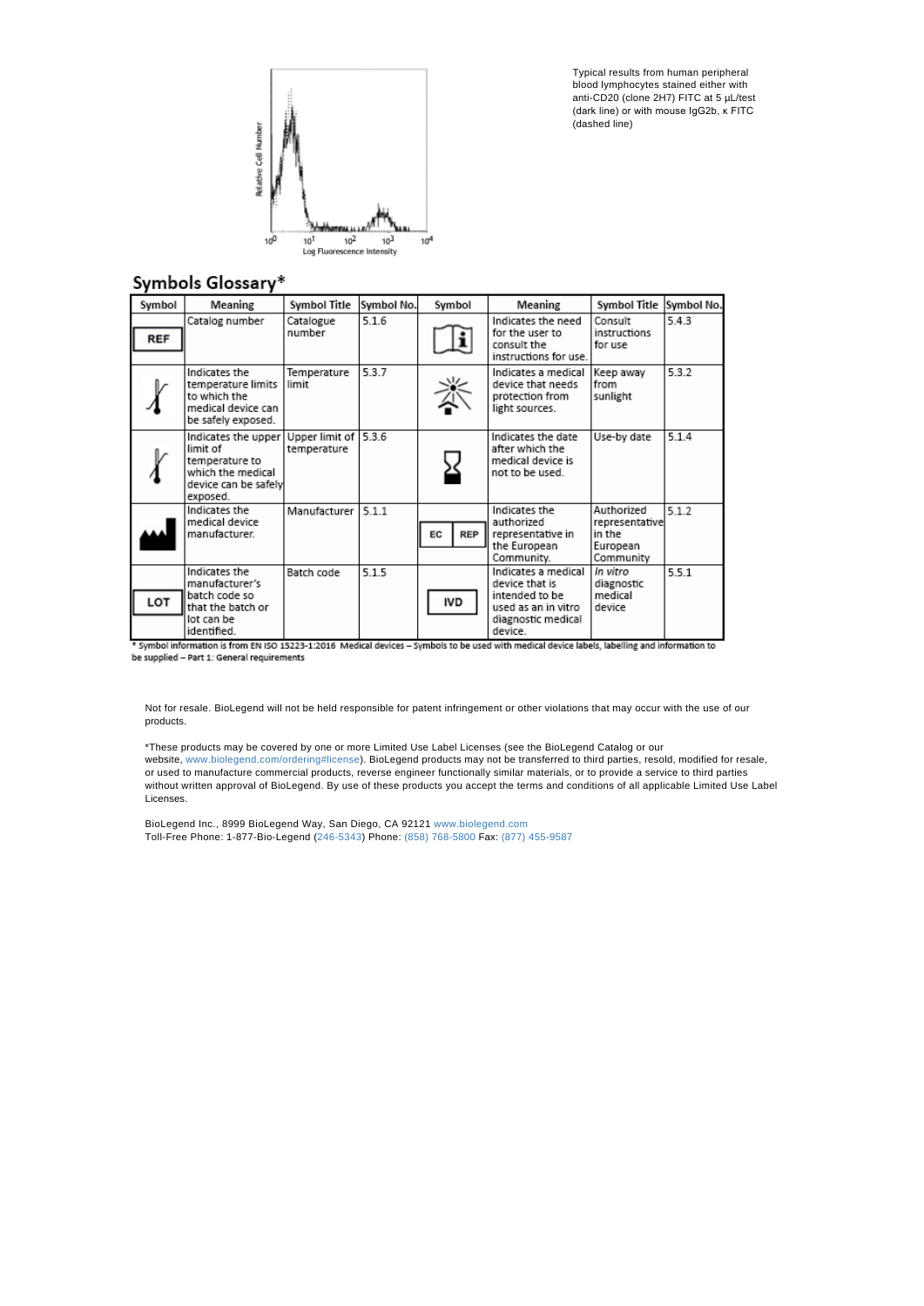Relative Cell Number

$10^0$ $10^1$ $10^2$ $10^3$ $10^4$

Log Fluorescence Intensity

Typical results from human peripheral blood lymphocytes stained either with anti-CD20 (clone 2H7) FITC at 5 µL/test (dark line) or with mouse IgG2b, κ FITC (dashed line)

## Symbols Glossary*

| Symbol | Meaning | Symbol Title | Symbol No. | Symbol | Meaning | Symbol Title | Symbol No. |
|---|---|---|---|---|---|---|---|
| REF | Catalog number | Catalogue number | 5.1.6 | | Indicates the need for the user to consult the instructions for use. | Consult instructions for use | 5.4.3 |
| | Indicates the temperature limits to which the medical device can be safely exposed. | Temperature limit | 5.3.7 | | Indicates a medical device that needs protection from light sources. | Keep away from sunlight | 5.3.2 |
| | Indicates the upper limit of temperature to which the medical device can be safely exposed. | Upper limit of temperature | 5.3.6 | | Indicates the date after which the medical device is not to be used. | Use-by date | 5.1.4 |
| | Indicates the medical device manufacturer. | Manufacturer | 5.1.1 | EC REP | Indicates the authorized representative in the European Community. | Authorized representative in the European Community | 5.1.2 |
| LOT | Indicates the manufacturer's batch code so that the batch or lot can be identified. | Batch code | 5.1.5 | IVD | Indicates a medical device that is intended to be used as an in vitro diagnostic medical device. | *In vitro* diagnostic medical device | 5.5.1 |

* Symbol information is from EN ISO 15223-1:2016 Medical devices – Symbols to be used with medical device labels, labelling and information to be supplied – Part 1: General requirements

Not for resale. BioLegend will not be held responsible for patent infringement or other violations that may occur with the use of our products.

*These products may be covered by one or more Limited Use Label Licenses (see the BioLegend Catalog or our website, www.biolegend.com/ordering#license). BioLegend products may not be transferred to third parties, resold, modified for resale, or used to manufacture commercial products, reverse engineer functionally similar materials, or to provide a service to third parties without written approval of BioLegend. By use of these products you accept the terms and conditions of all applicable Limited Use Label Licenses.

BioLegend Inc., 8999 BioLegend Way, San Diego, CA 92121 www.biolegend.com
Toll-Free Phone: 1-877-Bio-Legend (246-5343) Phone: (858) 768-5800 Fax: (877) 455-9587